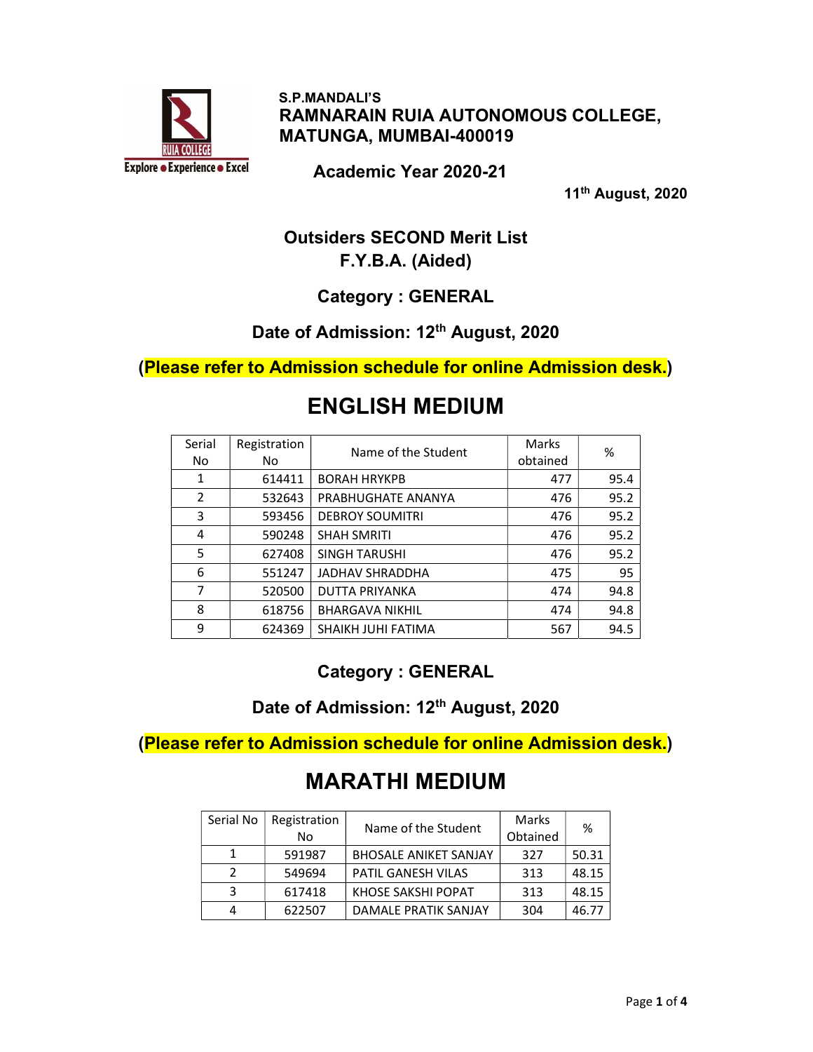S.P.MANDALI'S
**RAMNARAIN RUIA AUTONOMOUS COLLEGE, MATUNGA, MUMBAI-400019**

RUIA COLLEGE
Explore ● Experience ● Excel

**Academic Year 2020-21**

**11th August, 2020**

## Outsiders SECOND Merit List
## F.Y.B.A. (Aided)

### Category : GENERAL

### Date of Admission: 12th August, 2020

**(Please refer to Admission schedule for online Admission desk.)**

# ENGLISH MEDIUM

| Serial No | Registration No | Name of the Student | Marks obtained | % |
|---|---|---|---|---|
| 1 | 614411 | BORAH HRYKPB | 477 | 95.4 |
| 2 | 532643 | PRABHUGHATE ANANYA | 476 | 95.2 |
| 3 | 593456 | DEBROY SOUMITRI | 476 | 95.2 |
| 4 | 590248 | SHAH SMRITI | 476 | 95.2 |
| 5 | 627408 | SINGH TARUSHI | 476 | 95.2 |
| 6 | 551247 | JADHAV SHRADDHA | 475 | 95 |
| 7 | 520500 | DUTTA PRIYANKA | 474 | 94.8 |
| 8 | 618756 | BHARGAVA NIKHIL | 474 | 94.8 |
| 9 | 624369 | SHAIKH JUHI FATIMA | 567 | 94.5 |

### Category : GENERAL

### Date of Admission: 12th August, 2020

**(Please refer to Admission schedule for online Admission desk.)**

# MARATHI MEDIUM

| Serial No | Registration No | Name of the Student | Marks Obtained | % |
|---|---|---|---|---|
| 1 | 591987 | BHOSALE ANIKET SANJAY | 327 | 50.31 |
| 2 | 549694 | PATIL GANESH VILAS | 313 | 48.15 |
| 3 | 617418 | KHOSE SAKSHI POPAT | 313 | 48.15 |
| 4 | 622507 | DAMALE PRATIK SANJAY | 304 | 46.77 |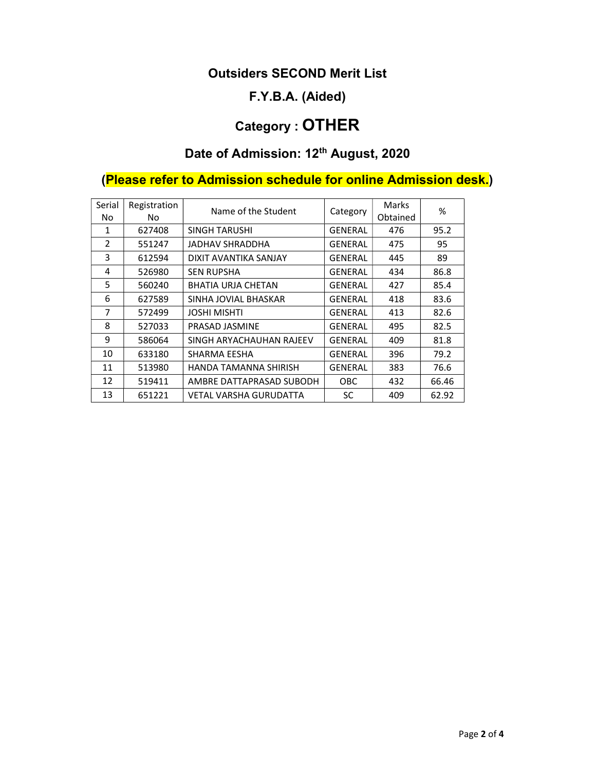# Outsiders SECOND Merit List

## F.Y.B.A. (Aided)

## Category : OTHER

### Date of Admission: 12th August, 2020

**(Please refer to Admission schedule for online Admission desk.)**

| Serial No | Registration No | Name of the Student | Category | Marks Obtained | % |
|---|---|---|---|---|---|
| 1 | 627408 | SINGH TARUSHI | GENERAL | 476 | 95.2 |
| 2 | 551247 | JADHAV SHRADDHA | GENERAL | 475 | 95 |
| 3 | 612594 | DIXIT AVANTIKA SANJAY | GENERAL | 445 | 89 |
| 4 | 526980 | SEN RUPSHA | GENERAL | 434 | 86.8 |
| 5 | 560240 | BHATIA URJA CHETAN | GENERAL | 427 | 85.4 |
| 6 | 627589 | SINHA JOVIAL BHASKAR | GENERAL | 418 | 83.6 |
| 7 | 572499 | JOSHI MISHTI | GENERAL | 413 | 82.6 |
| 8 | 527033 | PRASAD JASMINE | GENERAL | 495 | 82.5 |
| 9 | 586064 | SINGH ARYACHAUHAN RAJEEV | GENERAL | 409 | 81.8 |
| 10 | 633180 | SHARMA EESHA | GENERAL | 396 | 79.2 |
| 11 | 513980 | HANDA TAMANNA SHIRISH | GENERAL | 383 | 76.6 |
| 12 | 519411 | AMBRE DATTAPRASAD SUBODH | OBC | 432 | 66.46 |
| 13 | 651221 | VETAL VARSHA GURUDATTA | SC | 409 | 62.92 |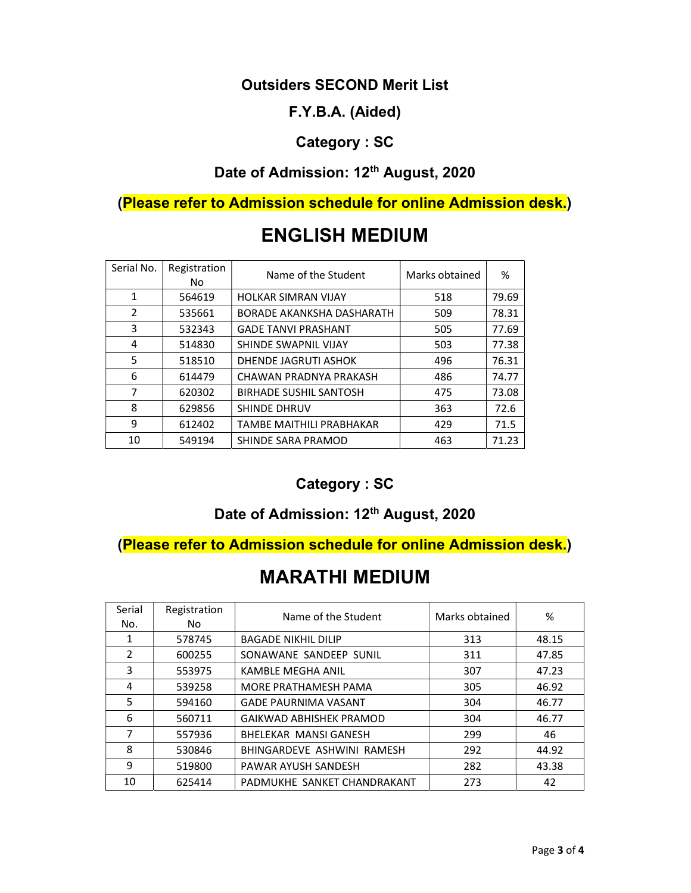### Outsiders SECOND Merit List

### F.Y.B.A. (Aided)

### Category : SC

### Date of Admission: 12th August, 2020

**(Please refer to Admission schedule for online Admission desk.)**

# ENGLISH MEDIUM

| Serial No. | Registration No | Name of the Student | Marks obtained | % |
|---|---|---|---|---|
| 1 | 564619 | HOLKAR SIMRAN VIJAY | 518 | 79.69 |
| 2 | 535661 | BORADE AKANKSHA DASHARATH | 509 | 78.31 |
| 3 | 532343 | GADE TANVI PRASHANT | 505 | 77.69 |
| 4 | 514830 | SHINDE SWAPNIL VIJAY | 503 | 77.38 |
| 5 | 518510 | DHENDE JAGRUTI ASHOK | 496 | 76.31 |
| 6 | 614479 | CHAWAN PRADNYA PRAKASH | 486 | 74.77 |
| 7 | 620302 | BIRHADE SUSHIL SANTOSH | 475 | 73.08 |
| 8 | 629856 | SHINDE DHRUV | 363 | 72.6 |
| 9 | 612402 | TAMBE MAITHILI PRABHAKAR | 429 | 71.5 |
| 10 | 549194 | SHINDE SARA PRAMOD | 463 | 71.23 |

### Category : SC

### Date of Admission: 12th August, 2020

**(Please refer to Admission schedule for online Admission desk.)**

# MARATHI MEDIUM

| Serial No. | Registration No | Name of the Student | Marks obtained | % |
|---|---|---|---|---|
| 1 | 578745 | BAGADE NIKHIL DILIP | 313 | 48.15 |
| 2 | 600255 | SONAWANE SANDEEP SUNIL | 311 | 47.85 |
| 3 | 553975 | KAMBLE MEGHA ANIL | 307 | 47.23 |
| 4 | 539258 | MORE PRATHAMESH PAMA | 305 | 46.92 |
| 5 | 594160 | GADE PAURNIMA VASANT | 304 | 46.77 |
| 6 | 560711 | GAIKWAD ABHISHEK PRAMOD | 304 | 46.77 |
| 7 | 557936 | BHELEKAR MANSI GANESH | 299 | 46 |
| 8 | 530846 | BHINGARDEVE ASHWINI RAMESH | 292 | 44.92 |
| 9 | 519800 | PAWAR AYUSH SANDESH | 282 | 43.38 |
| 10 | 625414 | PADMUKHE SANKET CHANDRAKANT | 273 | 42 |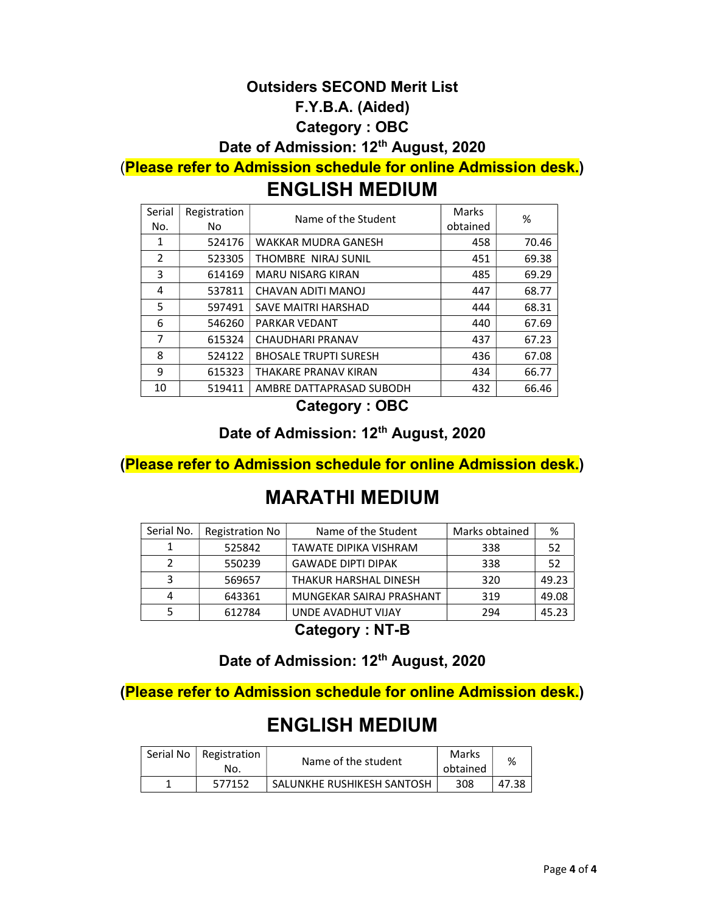## Outsiders SECOND Merit List

## F.Y.B.A. (Aided)

## Category : OBC

**Date of Admission: 12th August, 2020**

**(Please refer to Admission schedule for online Admission desk.)**

# ENGLISH MEDIUM

| Serial No. | Registration No | Name of the Student | Marks obtained | % |
|---|---|---|---|---|
| 1 | 524176 | WAKKAR MUDRA GANESH | 458 | 70.46 |
| 2 | 523305 | THOMBRE NIRAJ SUNIL | 451 | 69.38 |
| 3 | 614169 | MARU NISARG KIRAN | 485 | 69.29 |
| 4 | 537811 | CHAVAN ADITI MANOJ | 447 | 68.77 |
| 5 | 597491 | SAVE MAITRI HARSHAD | 444 | 68.31 |
| 6 | 546260 | PARKAR VEDANT | 440 | 67.69 |
| 7 | 615324 | CHAUDHARI PRANAV | 437 | 67.23 |
| 8 | 524122 | BHOSALE TRUPTI SURESH | 436 | 67.08 |
| 9 | 615323 | THAKARE PRANAV KIRAN | 434 | 66.77 |
| 10 | 519411 | AMBRE DATTAPRASAD SUBODH | 432 | 66.46 |

## Category : OBC

**Date of Admission: 12th August, 2020**

**(Please refer to Admission schedule for online Admission desk.)**

# MARATHI MEDIUM

| Serial No. | Registration No | Name of the Student | Marks obtained | % |
|---|---|---|---|---|
| 1 | 525842 | TAWATE DIPIKA VISHRAM | 338 | 52 |
| 2 | 550239 | GAWADE DIPTI DIPAK | 338 | 52 |
| 3 | 569657 | THAKUR HARSHAL DINESH | 320 | 49.23 |
| 4 | 643361 | MUNGEKAR SAIRAJ PRASHANT | 319 | 49.08 |
| 5 | 612784 | UNDE AVADHUT VIJAY | 294 | 45.23 |

## Category : NT-B

**Date of Admission: 12th August, 2020**

**(Please refer to Admission schedule for online Admission desk.)**

# ENGLISH MEDIUM

| Serial No | Registration No. | Name of the student | Marks obtained | % |
|---|---|---|---|---|
| 1 | 577152 | SALUNKHE RUSHIKESH SANTOSH | 308 | 47.38 |